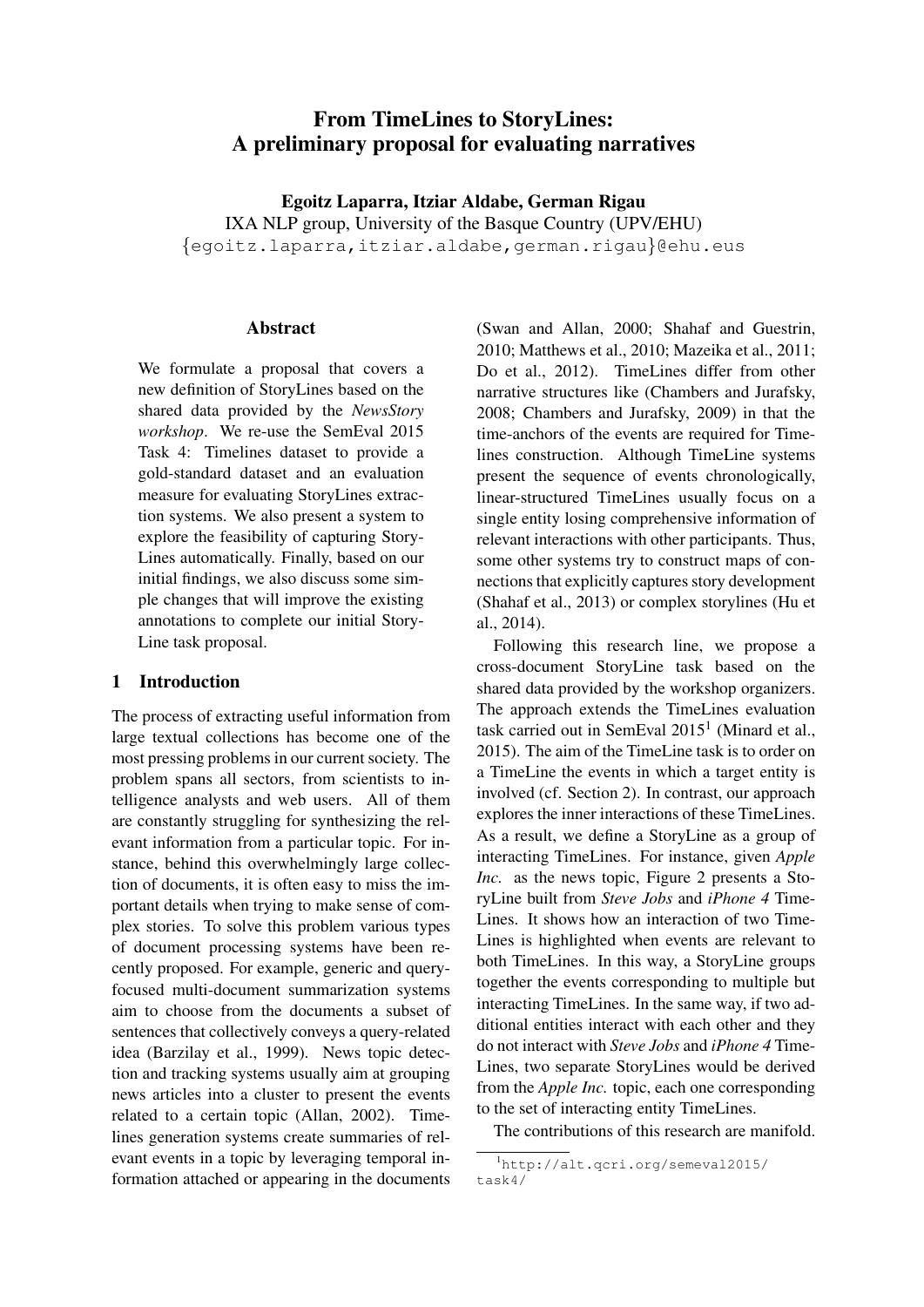# From TimeLines to StoryLines: A preliminary proposal for evaluating narratives

**Egoitz Laparra, Itziar Aldabe, German Rigau**
IXA NLP group, University of the Basque Country (UPV/EHU)
{egoitz.laparra,itziar.aldabe,german.rigau}@ehu.eus

## Abstract

We formulate a proposal that covers a new definition of StoryLines based on the shared data provided by the *NewsStory workshop*. We re-use the SemEval 2015 Task 4: Timelines dataset to provide a gold-standard dataset and an evaluation measure for evaluating StoryLines extraction systems. We also present a system to explore the feasibility of capturing StoryLines automatically. Finally, based on our initial findings, we also discuss some simple changes that will improve the existing annotations to complete our initial StoryLine task proposal.

## 1 Introduction

The process of extracting useful information from large textual collections has become one of the most pressing problems in our current society. The problem spans all sectors, from scientists to intelligence analysts and web users. All of them are constantly struggling for synthesizing the relevant information from a particular topic. For instance, behind this overwhelmingly large collection of documents, it is often easy to miss the important details when trying to make sense of complex stories. To solve this problem various types of document processing systems have been recently proposed. For example, generic and query-focused multi-document summarization systems aim to choose from the documents a subset of sentences that collectively conveys a query-related idea (Barzilay et al., 1999). News topic detection and tracking systems usually aim at grouping news articles into a cluster to present the events related to a certain topic (Allan, 2002). Timelines generation systems create summaries of relevant events in a topic by leveraging temporal information attached or appearing in the documents (Swan and Allan, 2000; Shahaf and Guestrin, 2010; Matthews et al., 2010; Mazeika et al., 2011; Do et al., 2012). TimeLines differ from other narrative structures like (Chambers and Jurafsky, 2008; Chambers and Jurafsky, 2009) in that the time-anchors of the events are required for Timelines construction. Although TimeLine systems present the sequence of events chronologically, linear-structured TimeLines usually focus on a single entity losing comprehensive information of relevant interactions with other participants. Thus, some other systems try to construct maps of connections that explicitly captures story development (Shahaf et al., 2013) or complex storylines (Hu et al., 2014).

Following this research line, we propose a cross-document StoryLine task based on the shared data provided by the workshop organizers. The approach extends the TimeLines evaluation task carried out in SemEval 2015[1] (Minard et al., 2015). The aim of the TimeLine task is to order on a TimeLine the events in which a target entity is involved (cf. Section 2). In contrast, our approach explores the inner interactions of these TimeLines. As a result, we define a StoryLine as a group of interacting TimeLines. For instance, given *Apple Inc.* as the news topic, Figure 2 presents a StoryLine built from *Steve Jobs* and *iPhone 4* TimeLines. It shows how an interaction of two TimeLines is highlighted when events are relevant to both TimeLines. In this way, a StoryLine groups together the events corresponding to multiple but interacting TimeLines. In the same way, if two additional entities interact with each other and they do not interact with *Steve Jobs* and *iPhone 4* TimeLines, two separate StoryLines would be derived from the *Apple Inc.* topic, each one corresponding to the set of interacting entity TimeLines.

The contributions of this research are manifold.

[1] http://alt.qcri.org/semeval2015/task4/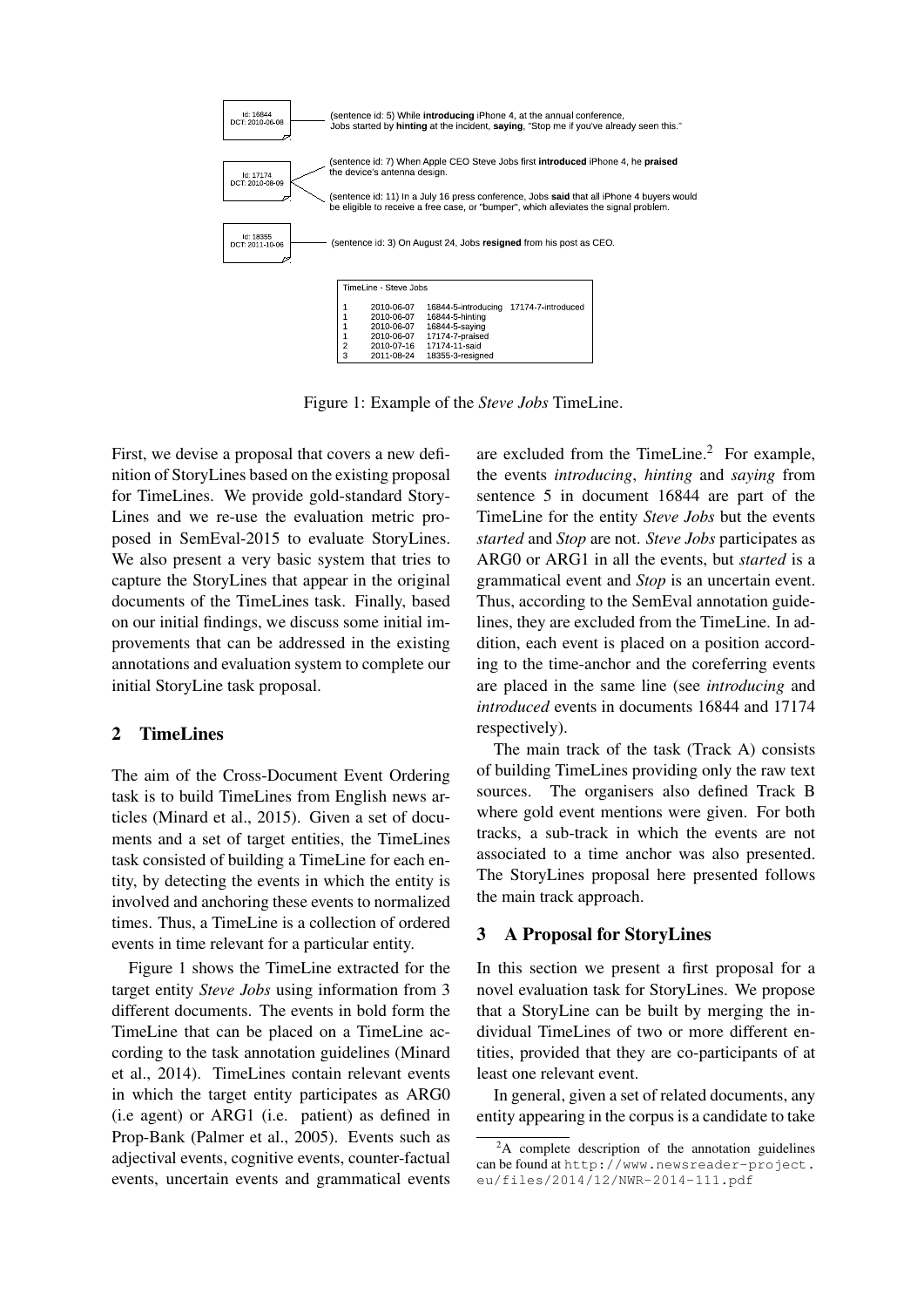| Document | Sentences |
|---|---|
| Id: 16844 DCT: 2010-06-08 | (sentence id: 5) While **introducing** iPhone 4, at the annual conference, Jobs started by **hinting** at the incident, **saying**, "Stop me if you've already seen this." |
| Id: 17174 DCT: 2010-08-09 | (sentence id: 7) When Apple CEO Steve Jobs first **introduced** iPhone 4, he **praised** the device's antenna design. |
| | (sentence id: 11) In a July 16 press conference, Jobs **said** that all iPhone 4 buyers would be eligible to receive a free case, or "bumper", which alleviates the signal problem. |
| Id: 18355 DCT: 2011-10-06 | (sentence id: 3) On August 24, Jobs **resigned** from his post as CEO. |

TimeLine - Steve Jobs

| | | | |
|---|---|---|---|
| 1 | 2010-06-07 | 16844-5-introducing | 17174-7-introduced |
| 1 | 2010-06-07 | 16844-5-hinting | |
| 1 | 2010-06-07 | 16844-5-saying | |
| 1 | 2010-06-07 | 17174-7-praised | |
| 2 | 2010-07-16 | 17174-11-said | |
| 3 | 2011-08-24 | 18355-3-resigned | |

Figure 1: Example of the *Steve Jobs* TimeLine.

First, we devise a proposal that covers a new definition of StoryLines based on the existing proposal for TimeLines. We provide gold-standard StoryLines and we re-use the evaluation metric proposed in SemEval-2015 to evaluate StoryLines. We also present a very basic system that tries to capture the StoryLines that appear in the original documents of the TimeLines task. Finally, based on our initial findings, we discuss some initial improvements that can be addressed in the existing annotations and evaluation system to complete our initial StoryLine task proposal.

## 2 TimeLines

The aim of the Cross-Document Event Ordering task is to build TimeLines from English news articles (Minard et al., 2015). Given a set of documents and a set of target entities, the TimeLines task consisted of building a TimeLine for each entity, by detecting the events in which the entity is involved and anchoring these events to normalized times. Thus, a TimeLine is a collection of ordered events in time relevant for a particular entity.

Figure 1 shows the TimeLine extracted for the target entity *Steve Jobs* using information from 3 different documents. The events in bold form the TimeLine that can be placed on a TimeLine according to the task annotation guidelines (Minard et al., 2014). TimeLines contain relevant events in which the target entity participates as ARG0 (i.e agent) or ARG1 (i.e. patient) as defined in Prop-Bank (Palmer et al., 2005). Events such as adjectival events, cognitive events, counter-factual events, uncertain events and grammatical events are excluded from the TimeLine.[2] For example, the events *introducing*, *hinting* and *saying* from sentence 5 in document 16844 are part of the TimeLine for the entity *Steve Jobs* but the events *started* and *Stop* are not. *Steve Jobs* participates as ARG0 or ARG1 in all the events, but *started* is a grammatical event and *Stop* is an uncertain event. Thus, according to the SemEval annotation guidelines, they are excluded from the TimeLine. In addition, each event is placed on a position according to the time-anchor and the coreferring events are placed in the same line (see *introducing* and *introduced* events in documents 16844 and 17174 respectively).

The main track of the task (Track A) consists of building TimeLines providing only the raw text sources. The organisers also defined Track B where gold event mentions were given. For both tracks, a sub-track in which the events are not associated to a time anchor was also presented. The StoryLines proposal here presented follows the main track approach.

## 3 A Proposal for StoryLines

In this section we present a first proposal for a novel evaluation task for StoryLines. We propose that a StoryLine can be built by merging the individual TimeLines of two or more different entities, provided that they are co-participants of at least one relevant event.

In general, given a set of related documents, any entity appearing in the corpus is a candidate to take

[2]A complete description of the annotation guidelines can be found at http://www.newsreader-project.eu/files/2014/12/NWR-2014-111.pdf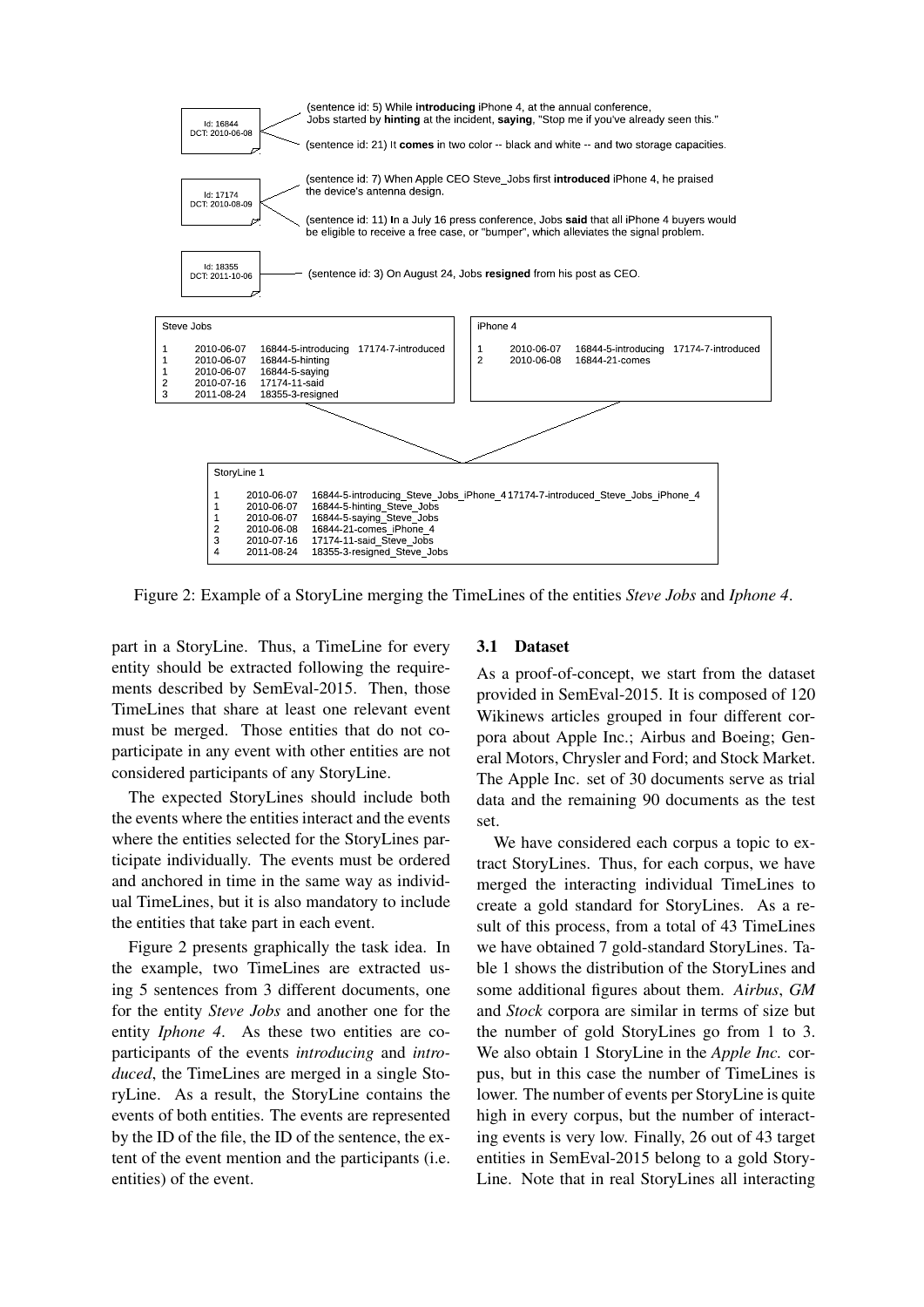(sentence id: 5) While **introducing** iPhone 4, at the annual conference, Jobs started by **hinting** at the incident, **saying**, "Stop me if you've already seen this."

(sentence id: 21) It **comes** in two color -- black and white -- and two storage capacities.

Id: 16844
DCT: 2010-06-08

(sentence id: 7) When Apple CEO Steve_Jobs first **introduced** iPhone 4, he praised the device's antenna design.

(sentence id: 11) In a July 16 press conference, Jobs **said** that all iPhone 4 buyers would be eligible to receive a free case, or "bumper", which alleviates the signal problem.

Id: 17174
DCT: 2010-08-09

(sentence id: 3) On August 24, Jobs **resigned** from his post as CEO.

Id: 18355
DCT: 2011-10-06

Steve Jobs

| | | | |
|---|---|---|---|
| 1 | 2010-06-07 | 16844-5-introducing | 17174-7-introduced |
| 1 | 2010-06-07 | 16844-5-hinting | |
| 1 | 2010-06-07 | 16844-5-saying | |
| 2 | 2010-07-16 | 17174-11-said | |
| 3 | 2011-08-24 | 18355-3-resigned | |

iPhone 4

| | | | |
|---|---|---|---|
| 1 | 2010-06-07 | 16844-5-introducing | 17174-7-introduced |
| 2 | 2010-06-08 | 16844-21-comes | |

StoryLine 1

| | | | |
|---|---|---|---|
| 1 | 2010-06-07 | 16844-5-introducing_Steve_Jobs_iPhone_4 | 17174-7-introduced_Steve_Jobs_iPhone_4 |
| 1 | 2010-06-07 | 16844-5-hinting_Steve_Jobs | |
| 1 | 2010-06-07 | 16844-5-saying_Steve_Jobs | |
| 2 | 2010-06-08 | 16844-21-comes_iPhone_4 | |
| 3 | 2010-07-16 | 17174-11-said_Steve_Jobs | |
| 4 | 2011-08-24 | 18355-3-resigned_Steve_Jobs | |

Figure 2: Example of a StoryLine merging the TimeLines of the entities *Steve Jobs* and *Iphone 4*.

part in a StoryLine. Thus, a TimeLine for every entity should be extracted following the requirements described by SemEval-2015. Then, those TimeLines that share at least one relevant event must be merged. Those entities that do not co-participate in any event with other entities are not considered participants of any StoryLine.

The expected StoryLines should include both the events where the entities interact and the events where the entities selected for the StoryLines participate individually. The events must be ordered and anchored in time in the same way as individual TimeLines, but it is also mandatory to include the entities that take part in each event.

Figure 2 presents graphically the task idea. In the example, two TimeLines are extracted using 5 sentences from 3 different documents, one for the entity *Steve Jobs* and another one for the entity *Iphone 4*. As these two entities are co-participants of the events *introducing* and *introduced*, the TimeLines are merged in a single StoryLine. As a result, the StoryLine contains the events of both entities. The events are represented by the ID of the file, the ID of the sentence, the extent of the event mention and the participants (i.e. entities) of the event.

### 3.1 Dataset

As a proof-of-concept, we start from the dataset provided in SemEval-2015. It is composed of 120 Wikinews articles grouped in four different corpora about Apple Inc.; Airbus and Boeing; General Motors, Chrysler and Ford; and Stock Market. The Apple Inc. set of 30 documents serve as trial data and the remaining 90 documents as the test set.

We have considered each corpus a topic to extract StoryLines. Thus, for each corpus, we have merged the interacting individual TimeLines to create a gold standard for StoryLines. As a result of this process, from a total of 43 TimeLines we have obtained 7 gold-standard StoryLines. Table 1 shows the distribution of the StoryLines and some additional figures about them. *Airbus*, *GM* and *Stock* corpora are similar in terms of size but the number of gold StoryLines go from 1 to 3. We also obtain 1 StoryLine in the *Apple Inc.* corpus, but in this case the number of TimeLines is lower. The number of events per StoryLine is quite high in every corpus, but the number of interacting events is very low. Finally, 26 out of 43 target entities in SemEval-2015 belong to a gold StoryLine. Note that in real StoryLines all interacting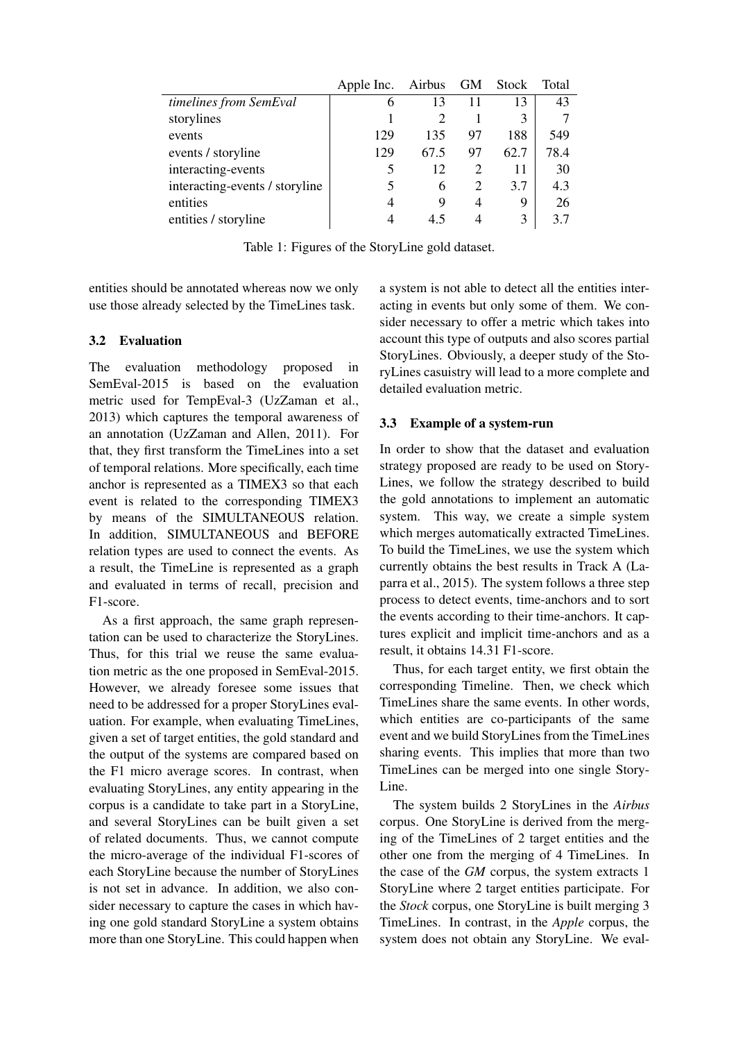| | Apple Inc. | Airbus | GM | Stock | Total |
|---|---|---|---|---|---|
| *timelines from SemEval* | 6 | 13 | 11 | 13 | 43 |
| storylines | 1 | 2 | 1 | 3 | 7 |
| events | 129 | 135 | 97 | 188 | 549 |
| events / storyline | 129 | 67.5 | 97 | 62.7 | 78.4 |
| interacting-events | 5 | 12 | 2 | 11 | 30 |
| interacting-events / storyline | 5 | 6 | 2 | 3.7 | 4.3 |
| entities | 4 | 9 | 4 | 9 | 26 |
| entities / storyline | 4 | 4.5 | 4 | 3 | 3.7 |

Table 1: Figures of the StoryLine gold dataset.

entities should be annotated whereas now we only use those already selected by the TimeLines task.

### 3.2 Evaluation

The evaluation methodology proposed in SemEval-2015 is based on the evaluation metric used for TempEval-3 (UzZaman et al., 2013) which captures the temporal awareness of an annotation (UzZaman and Allen, 2011). For that, they first transform the TimeLines into a set of temporal relations. More specifically, each time anchor is represented as a TIMEX3 so that each event is related to the corresponding TIMEX3 by means of the SIMULTANEOUS relation. In addition, SIMULTANEOUS and BEFORE relation types are used to connect the events. As a result, the TimeLine is represented as a graph and evaluated in terms of recall, precision and F1-score.

As a first approach, the same graph representation can be used to characterize the StoryLines. Thus, for this trial we reuse the same evaluation metric as the one proposed in SemEval-2015. However, we already foresee some issues that need to be addressed for a proper StoryLines evaluation. For example, when evaluating TimeLines, given a set of target entities, the gold standard and the output of the systems are compared based on the F1 micro average scores. In contrast, when evaluating StoryLines, any entity appearing in the corpus is a candidate to take part in a StoryLine, and several StoryLines can be built given a set of related documents. Thus, we cannot compute the micro-average of the individual F1-scores of each StoryLine because the number of StoryLines is not set in advance. In addition, we also consider necessary to capture the cases in which having one gold standard StoryLine a system obtains more than one StoryLine. This could happen when a system is not able to detect all the entities interacting in events but only some of them. We consider necessary to offer a metric which takes into account this type of outputs and also scores partial StoryLines. Obviously, a deeper study of the StoryLines casuistry will lead to a more complete and detailed evaluation metric.

### 3.3 Example of a system-run

In order to show that the dataset and evaluation strategy proposed are ready to be used on StoryLines, we follow the strategy described to build the gold annotations to implement an automatic system. This way, we create a simple system which merges automatically extracted TimeLines. To build the TimeLines, we use the system which currently obtains the best results in Track A (Laparra et al., 2015). The system follows a three step process to detect events, time-anchors and to sort the events according to their time-anchors. It captures explicit and implicit time-anchors and as a result, it obtains 14.31 F1-score.

Thus, for each target entity, we first obtain the corresponding Timeline. Then, we check which TimeLines share the same events. In other words, which entities are co-participants of the same event and we build StoryLines from the TimeLines sharing events. This implies that more than two TimeLines can be merged into one single StoryLine.

The system builds 2 StoryLines in the *Airbus* corpus. One StoryLine is derived from the merging of the TimeLines of 2 target entities and the other one from the merging of 4 TimeLines. In the case of the *GM* corpus, the system extracts 1 StoryLine where 2 target entities participate. For the *Stock* corpus, one StoryLine is built merging 3 TimeLines. In contrast, in the *Apple* corpus, the system does not obtain any StoryLine. We eval-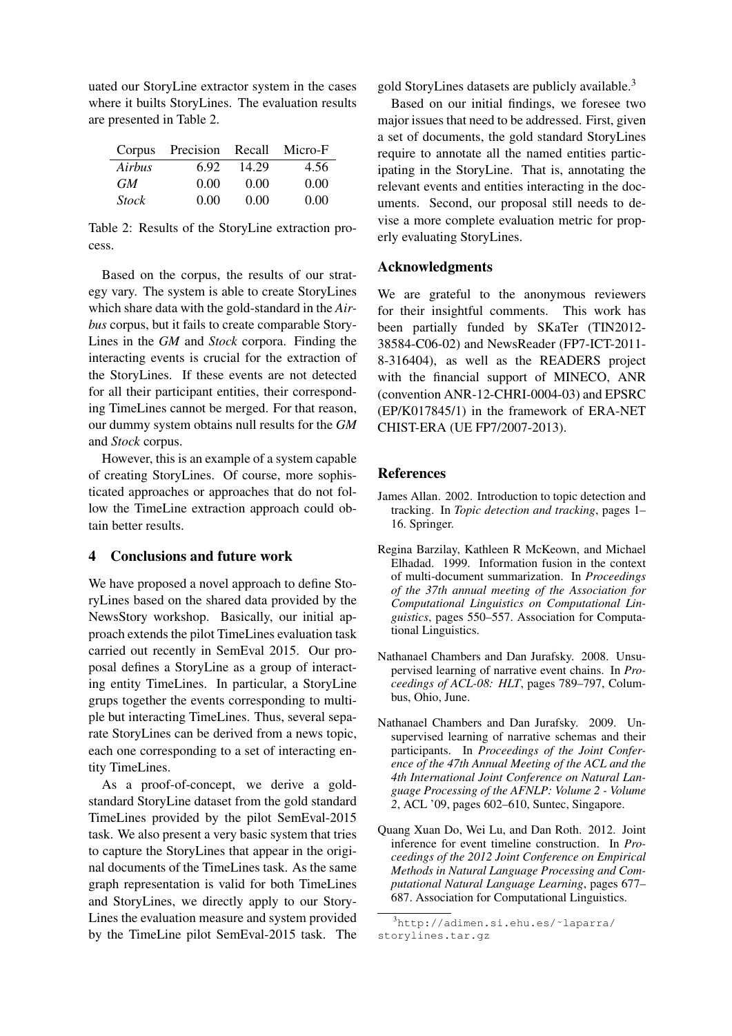uated our StoryLine extractor system in the cases where it builts StoryLines. The evaluation results are presented in Table 2.

| Corpus | Precision | Recall | Micro-F |
|---|---|---|---|
| *Airbus* | 6.92 | 14.29 | 4.56 |
| *GM* | 0.00 | 0.00 | 0.00 |
| *Stock* | 0.00 | 0.00 | 0.00 |

Table 2: Results of the StoryLine extraction process.

Based on the corpus, the results of our strategy vary. The system is able to create StoryLines which share data with the gold-standard in the *Airbus* corpus, but it fails to create comparable StoryLines in the *GM* and *Stock* corpora. Finding the interacting events is crucial for the extraction of the StoryLines. If these events are not detected for all their participant entities, their corresponding TimeLines cannot be merged. For that reason, our dummy system obtains null results for the *GM* and *Stock* corpus.

However, this is an example of a system capable of creating StoryLines. Of course, more sophisticated approaches or approaches that do not follow the TimeLine extraction approach could obtain better results.

## 4 Conclusions and future work

We have proposed a novel approach to define StoryLines based on the shared data provided by the NewsStory workshop. Basically, our initial approach extends the pilot TimeLines evaluation task carried out recently in SemEval 2015. Our proposal defines a StoryLine as a group of interacting entity TimeLines. In particular, a StoryLine grups together the events corresponding to multiple but interacting TimeLines. Thus, several separate StoryLines can be derived from a news topic, each one corresponding to a set of interacting entity TimeLines.

As a proof-of-concept, we derive a gold-standard StoryLine dataset from the gold standard TimeLines provided by the pilot SemEval-2015 task. We also present a very basic system that tries to capture the StoryLines that appear in the original documents of the TimeLines task. As the same graph representation is valid for both TimeLines and StoryLines, we directly apply to our StoryLines the evaluation measure and system provided by the TimeLine pilot SemEval-2015 task. The gold StoryLines datasets are publicly available.[3]

Based on our initial findings, we foresee two major issues that need to be addressed. First, given a set of documents, the gold standard StoryLines require to annotate all the named entities participating in the StoryLine. That is, annotating the relevant events and entities interacting in the documents. Second, our proposal still needs to devise a more complete evaluation metric for properly evaluating StoryLines.

## Acknowledgments

We are grateful to the anonymous reviewers for their insightful comments. This work has been partially funded by SKaTer (TIN2012-38584-C06-02) and NewsReader (FP7-ICT-2011-8-316404), as well as the READERS project with the financial support of MINECO, ANR (convention ANR-12-CHRI-0004-03) and EPSRC (EP/K017845/1) in the framework of ERA-NET CHIST-ERA (UE FP7/2007-2013).

## References

James Allan. 2002. Introduction to topic detection and tracking. In *Topic detection and tracking*, pages 1–16. Springer.

Regina Barzilay, Kathleen R McKeown, and Michael Elhadad. 1999. Information fusion in the context of multi-document summarization. In *Proceedings of the 37th annual meeting of the Association for Computational Linguistics on Computational Linguistics*, pages 550–557. Association for Computational Linguistics.

Nathanael Chambers and Dan Jurafsky. 2008. Unsupervised learning of narrative event chains. In *Proceedings of ACL-08: HLT*, pages 789–797, Columbus, Ohio, June.

Nathanael Chambers and Dan Jurafsky. 2009. Unsupervised learning of narrative schemas and their participants. In *Proceedings of the Joint Conference of the 47th Annual Meeting of the ACL and the 4th International Joint Conference on Natural Language Processing of the AFNLP: Volume 2 - Volume 2*, ACL '09, pages 602–610, Suntec, Singapore.

Quang Xuan Do, Wei Lu, and Dan Roth. 2012. Joint inference for event timeline construction. In *Proceedings of the 2012 Joint Conference on Empirical Methods in Natural Language Processing and Computational Natural Language Learning*, pages 677–687. Association for Computational Linguistics.

[3] http://adimen.si.ehu.es/~laparra/storylines.tar.gz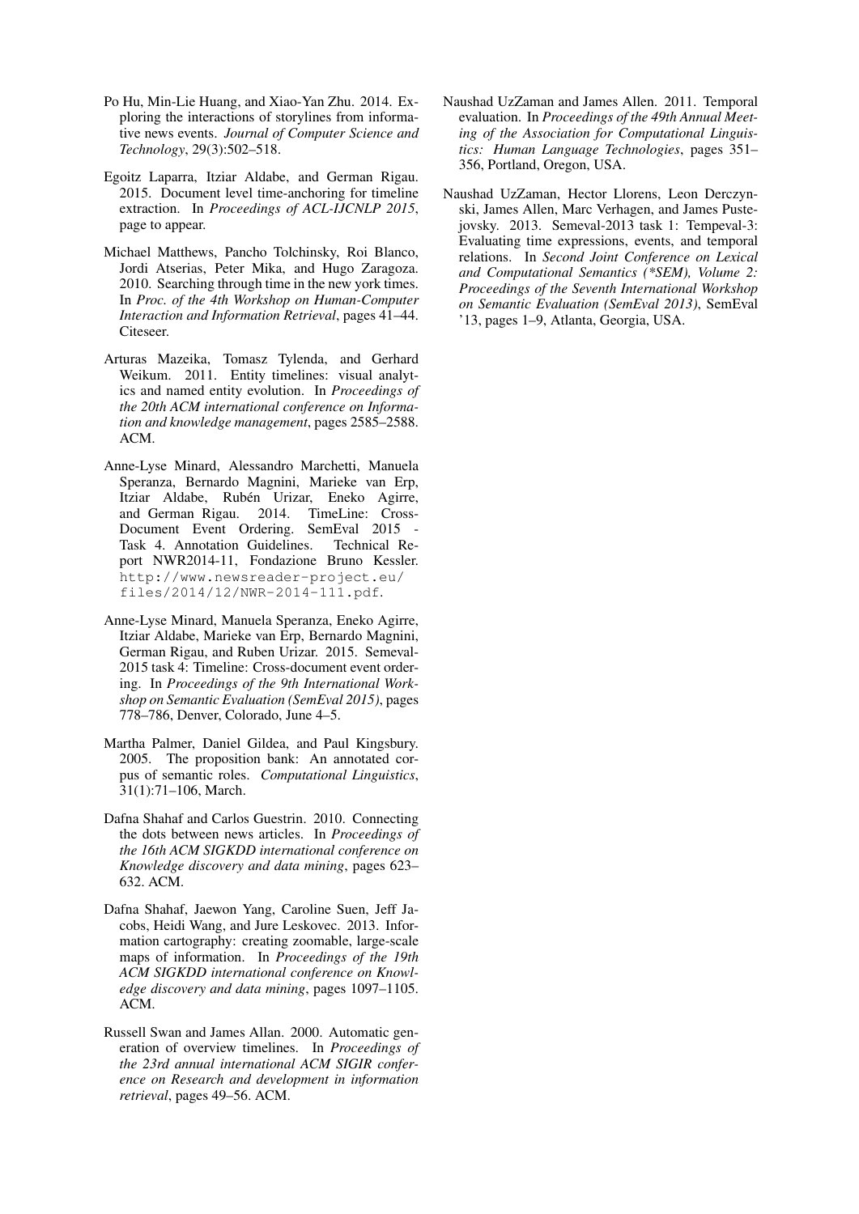Po Hu, Min-Lie Huang, and Xiao-Yan Zhu. 2014. Exploring the interactions of storylines from informative news events. *Journal of Computer Science and Technology*, 29(3):502–518.

Egoitz Laparra, Itziar Aldabe, and German Rigau. 2015. Document level time-anchoring for timeline extraction. In *Proceedings of ACL-IJCNLP 2015*, page to appear.

Michael Matthews, Pancho Tolchinsky, Roi Blanco, Jordi Atserias, Peter Mika, and Hugo Zaragoza. 2010. Searching through time in the new york times. In *Proc. of the 4th Workshop on Human-Computer Interaction and Information Retrieval*, pages 41–44. Citeseer.

Arturas Mazeika, Tomasz Tylenda, and Gerhard Weikum. 2011. Entity timelines: visual analytics and named entity evolution. In *Proceedings of the 20th ACM international conference on Information and knowledge management*, pages 2585–2588. ACM.

Anne-Lyse Minard, Alessandro Marchetti, Manuela Speranza, Bernardo Magnini, Marieke van Erp, Itziar Aldabe, Rubén Urizar, Eneko Agirre, and German Rigau. 2014. TimeLine: Cross-Document Event Ordering. SemEval 2015 - Task 4. Annotation Guidelines. Technical Report NWR2014-11, Fondazione Bruno Kessler. `http://www.newsreader-project.eu/files/2014/12/NWR-2014-111.pdf`.

Anne-Lyse Minard, Manuela Speranza, Eneko Agirre, Itziar Aldabe, Marieke van Erp, Bernardo Magnini, German Rigau, and Ruben Urizar. 2015. Semeval-2015 task 4: Timeline: Cross-document event ordering. In *Proceedings of the 9th International Workshop on Semantic Evaluation (SemEval 2015)*, pages 778–786, Denver, Colorado, June 4–5.

Martha Palmer, Daniel Gildea, and Paul Kingsbury. 2005. The proposition bank: An annotated corpus of semantic roles. *Computational Linguistics*, 31(1):71–106, March.

Dafna Shahaf and Carlos Guestrin. 2010. Connecting the dots between news articles. In *Proceedings of the 16th ACM SIGKDD international conference on Knowledge discovery and data mining*, pages 623–632. ACM.

Dafna Shahaf, Jaewon Yang, Caroline Suen, Jeff Jacobs, Heidi Wang, and Jure Leskovec. 2013. Information cartography: creating zoomable, large-scale maps of information. In *Proceedings of the 19th ACM SIGKDD international conference on Knowledge discovery and data mining*, pages 1097–1105. ACM.

Russell Swan and James Allan. 2000. Automatic generation of overview timelines. In *Proceedings of the 23rd annual international ACM SIGIR conference on Research and development in information retrieval*, pages 49–56. ACM.

Naushad UzZaman and James Allen. 2011. Temporal evaluation. In *Proceedings of the 49th Annual Meeting of the Association for Computational Linguistics: Human Language Technologies*, pages 351–356, Portland, Oregon, USA.

Naushad UzZaman, Hector Llorens, Leon Derczynski, James Allen, Marc Verhagen, and James Pustejovsky. 2013. Semeval-2013 task 1: Tempeval-3: Evaluating time expressions, events, and temporal relations. In *Second Joint Conference on Lexical and Computational Semantics (*SEM), Volume 2: Proceedings of the Seventh International Workshop on Semantic Evaluation (SemEval 2013)*, SemEval '13, pages 1–9, Atlanta, Georgia, USA.